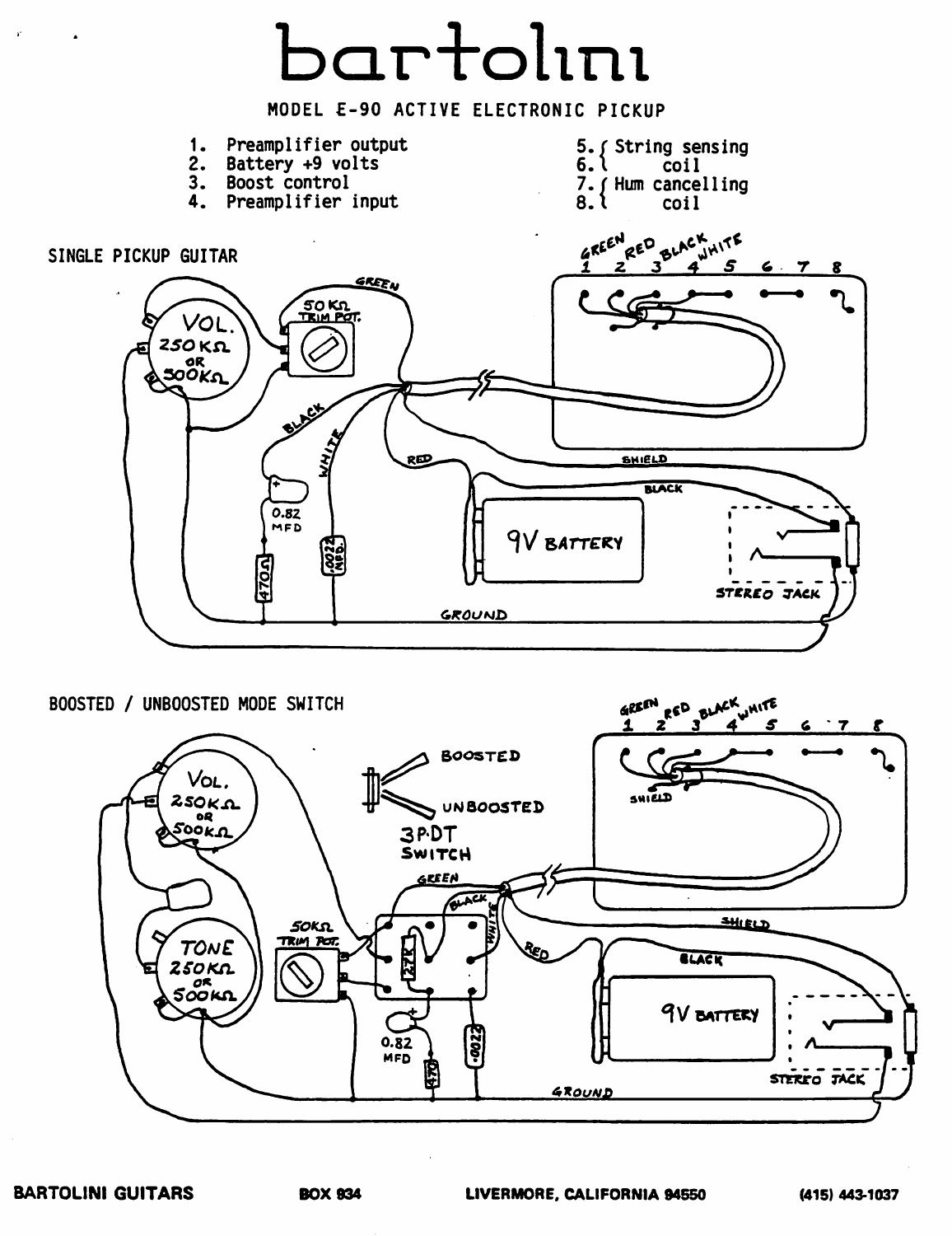# bartolini

MODEL E-90 ACTIVE ELECTRONIC PICKUP

1. Preamplifier output
2. Battery +9 volts
3. Boost control
4. Preamplifier input
5. { String sensing
6. { coil
7. { Hum cancelling
8. { coil

SINGLE PICKUP GUITAR

GREEN RED BLACK WHITE
1 2 3 4 5 6 7 8

VOL. 250KΩ OR 500KΩ

50KΩ TRIM POT.

GREEN

BLACK

WHITE

RED

SHIELD

BLACK

0.82 MFD

470Ω

.0022 MFD.

9V BATTERY

STEREO JACK

GROUND

BOOSTED / UNBOOSTED MODE SWITCH

GREEN RED BLACK WHITE
1 2 3 4 5 6 7 8

SHIELD

BOOSTED

UNBOOSTED

3P.DT SWITCH

VOL. 250KΩ OR 500KΩ

TONE 250KΩ OR 500KΩ

50KΩ TRIM POT.

GREEN

BLACK

WHITE

27K

RED

SHIELD

BLACK

0.82 MFD

470

.0022

9V BATTERY

STEREO JACK

GROUND

BARTOLINI GUITARS BOX 934 LIVERMORE, CALIFORNIA 94550 (415) 443-1037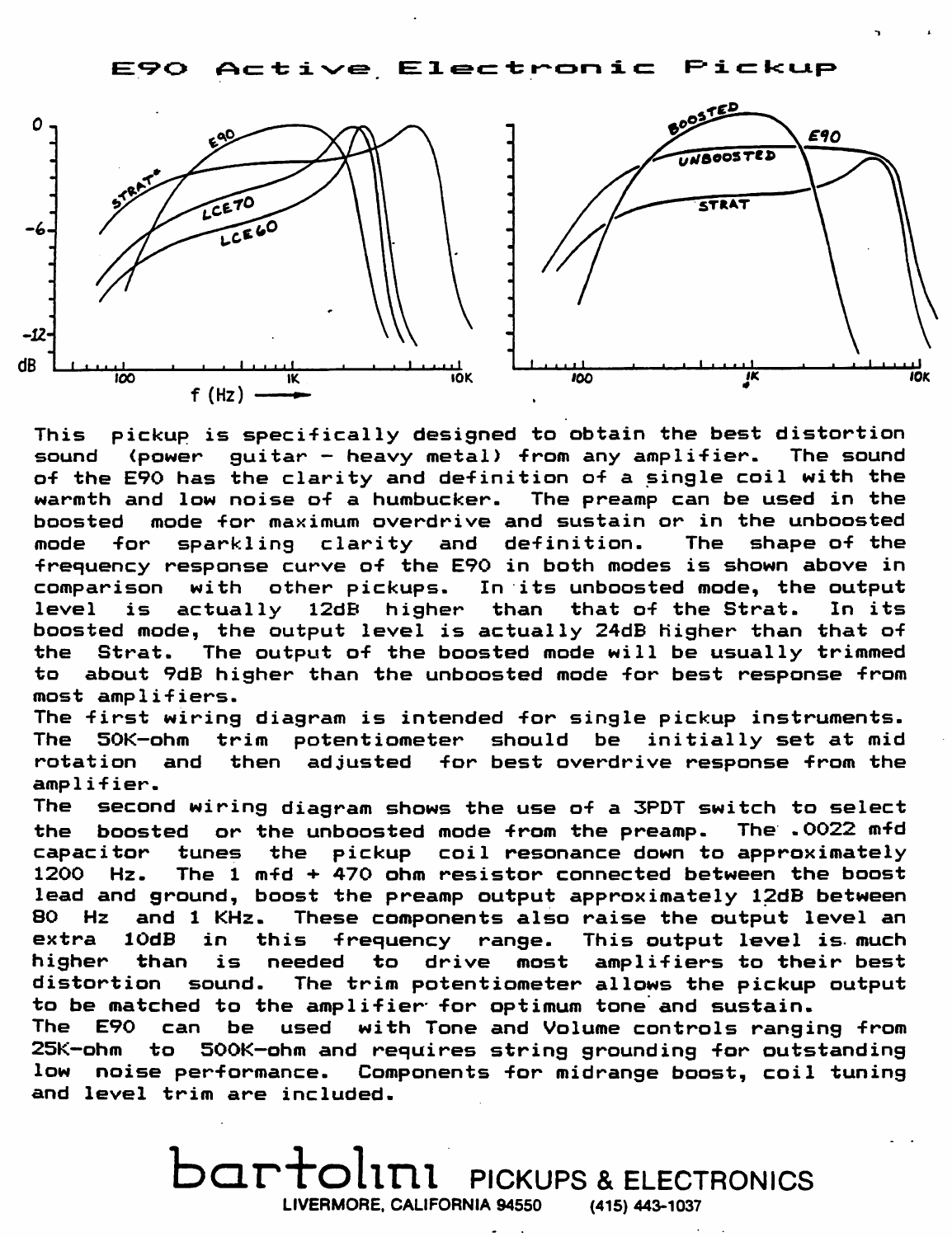# E90 Active Electronic Pickup

0

-6

-12

dB

100

1K

10K

f (Hz)

STRAT

E90

LCE70

LCE60

BOOSTED

E90

UNBOOSTED

STRAT

100

1K

10K

This pickup is specifically designed to obtain the best distortion sound (power guitar - heavy metal) from any amplifier. The sound of the E90 has the clarity and definition of a single coil with the warmth and low noise of a humbucker. The preamp can be used in the boosted mode for maximum overdrive and sustain or in the unboosted mode for sparkling clarity and definition. The shape of the frequency response curve of the E90 in both modes is shown above in comparison with other pickups. In its unboosted mode, the output level is actually 12dB higher than that of the Strat. In its boosted mode, the output level is actually 24dB higher than that of the Strat. The output of the boosted mode will be usually trimmed to about 9dB higher than the unboosted mode for best response from most amplifiers.

The first wiring diagram is intended for single pickup instruments. The 50K-ohm trim potentiometer should be initially set at mid rotation and then adjusted for best overdrive response from the amplifier.

The second wiring diagram shows the use of a 3PDT switch to select the boosted or the unboosted mode from the preamp. The .0022 mfd capacitor tunes the pickup coil resonance down to approximately 1200 Hz. The 1 mfd + 470 ohm resistor connected between the boost lead and ground, boost the preamp output approximately 12dB between 80 Hz and 1 KHz. These components also raise the output level an extra 10dB in this frequency range. This output level is much higher than is needed to drive most amplifiers to their best distortion sound. The trim potentiometer allows the pickup output to be matched to the amplifier for optimum tone and sustain.

The E90 can be used with Tone and Volume controls ranging from 25K-ohm to 500K-ohm and requires string grounding for outstanding low noise performance. Components for midrange boost, coil tuning and level trim are included.

**bartolini** PICKUPS & ELECTRONICS

LIVERMORE, CALIFORNIA 94550 (415) 443-1037